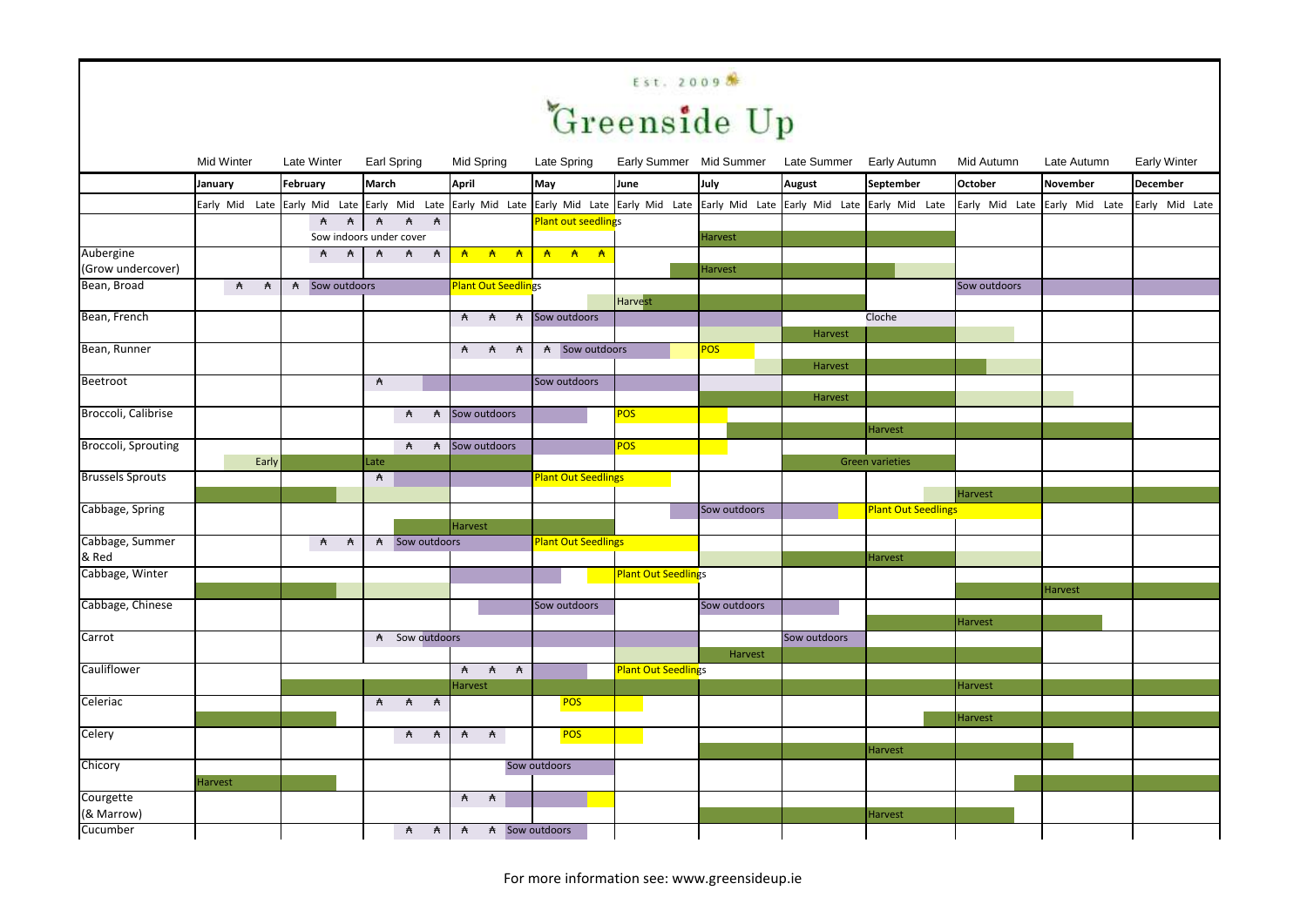Est. 2009

# Greenside Up

| | Mid Winter | Late Winter | Earl Spring | Mid Spring | Late Spring | Early Summer | Mid Summer | Late Summer | Early Autumn | Mid Autumn | Late Autumn | Early Winter |
|---|---|---|---|---|---|---|---|---|---|---|---|---|
| | **January** | **February** | **March** | **April** | **May** | **June** | **July** | **August** | **September** | **October** | **November** | **December** |
| | Early Mid Late | Early Mid Late | Early Mid Late | Early Mid Late | Early Mid Late | Early Mid Late | Early Mid Late | Early Mid Late | Early Mid Late | Early Mid Late | Early Mid Late | Early Mid Late |
| | | Sow indoors under cover | | | Plant out seedlings | | Harvest | | | | | |
| Aubergine (Grow undercover) | | | | | | | Harvest | | | | | |
| Bean, Broad | | Sow outdoors | | Plant Out Seedlings | | Harvest | | | | Sow outdoors | | |
| Bean, French | | | | | Sow outdoors | | | Harvest | Cloche | | | |
| Bean, Runner | | | | | Sow outdoors | | POS | Harvest | | | | |
| Beetroot | | | | | Sow outdoors | | | Harvest | | | | |
| Broccoli, Calibrise | | | | Sow outdoors | | POS | | | Harvest | | | |
| Broccoli, Sprouting | Early | | Late | Sow outdoors | | POS | | | Green varieties | | | |
| Brussels Sprouts | | | | | Plant Out Seedlings | | | | | Harvest | | |
| Cabbage, Spring | | | | Harvest | | | Sow outdoors | | Plant Out Seedlings | | | |
| Cabbage, Summer & Red | | | Sow outdoors | | Plant Out Seedlings | | | | Harvest | | | |
| Cabbage, Winter | | | | | | Plant Out Seedlings | | | | | Harvest | |
| Cabbage, Chinese | | | | | Sow outdoors | | Sow outdoors | | | Harvest | | |
| Carrot | | | Sow outdoors | | | | Harvest | Sow outdoors | | | | |
| Cauliflower | | | | Harvest | | Plant Out Seedlings | | | | Harvest | | |
| Celeriac | | | | | POS | | | | | Harvest | | |
| Celery | | | | | POS | | | | Harvest | | | |
| Chicory | Harvest | | | | Sow outdoors | | | | | | | |
| Courgette (& Marrow) | | | | | | | | | Harvest | | | |
| Cucumber | | | | Sow outdoors | | | | | | | | |

For more information see: www.greensideup.ie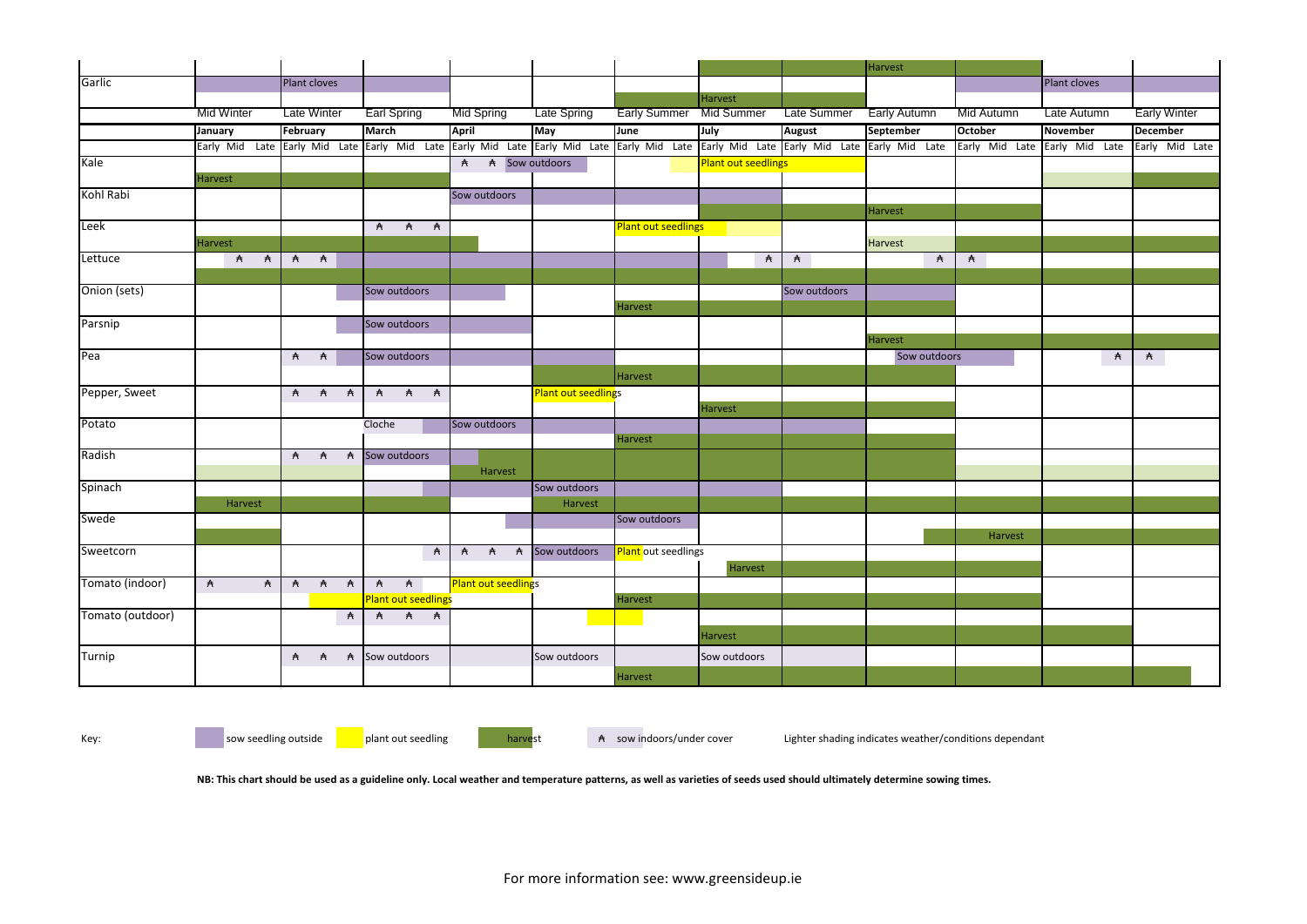| | January | February | March | April | May | June | July | August | September | October | November | December |
|---|---|---|---|---|---|---|---|---|---|---|---|---|
| | Mid Winter | Late Winter | Earl Spring | Mid Spring | Late Spring | Early Summer | Mid Summer | Late Summer | Early Autumn | Mid Autumn | Late Autumn | Early Winter |
| | Early Mid Late | Early Mid Late | Early Mid Late | Early Mid Late | Early Mid Late | Early Mid Late | Early Mid Late | Early Mid Late | Early Mid Late | Early Mid Late | Early Mid Late | Early Mid Late |
| Garlic | | Plant cloves | | | | | Harvest | | Harvest | | Plant cloves | |
| Kale | Harvest | | | ₳ ₳ | Sow outdoors | | Plant out seedlings | | | | | |
| Kohl Rabi | | | | Sow outdoors | | | | | Harvest | | | |
| Leek | Harvest | | ₳ ₳ ₳ | | | Plant out seedlings | | | Harvest | | | |
| Lettuce | ₳ ₳ | ₳ ₳ | | | | | ₳ | ₳ | ₳ | ₳ | | |
| Onion (sets) | | | Sow outdoors | | | Harvest | | Sow outdoors | | | | |
| Parsnip | | | Sow outdoors | | | | | | Harvest | | | |
| Pea | | ₳ ₳ | Sow outdoors | | | Harvest | | | Sow outdoors | | ₳ | ₳ |
| Pepper, Sweet | | ₳ ₳ ₳ | ₳ ₳ ₳ | | Plant out seedlings | | Harvest | | | | | |
| Potato | | | Cloche | Sow outdoors | | Harvest | | | | | | |
| Radish | | ₳ ₳ ₳ | Sow outdoors | Harvest | | | | | | | | |
| Spinach | Harvest | | | | Sow outdoors / Harvest | | | | | | | |
| Swede | | | | | | Sow outdoors | | | | Harvest | | |
| Sweetcorn | | | ₳ | ₳ ₳ ₳ | Sow outdoors | Plant out seedlings | Harvest | | | | | |
| Tomato (indoor) | ₳ ₳ | ₳ ₳ ₳ | ₳ ₳ / Plant out seedlings | Plant out seedlings | | Harvest | | | | | | |
| Tomato (outdoor) | | ₳ | ₳ ₳ ₳ | | | | Harvest | | | | | |
| Turnip | | ₳ ₳ ₳ | Sow outdoors | | Sow outdoors | Harvest | Sow outdoors | | | | | |

Key: sow seedling outside — plant out seedling — harvest — ₳ sow indoors/under cover — Lighter shading indicates weather/conditions dependant

**NB: This chart should be used as a guideline only. Local weather and temperature patterns, as well as varieties of seeds used should ultimately determine sowing times.**

For more information see: www.greensideup.ie